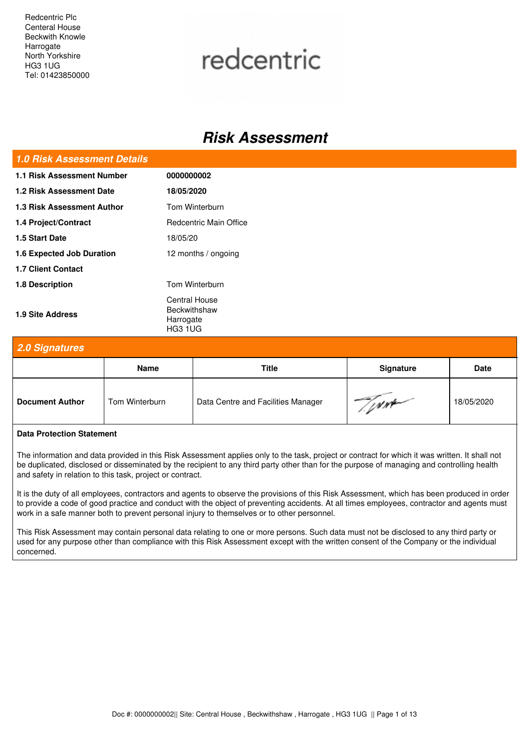Redcentric Plc
Centeral House
Beckwith Knowle
Harrogate
North Yorkshire
HG3 1UG
Tel: 01423850000

redcentric

# *Risk Assessment*

## *1.0 Risk Assessment Details*

| | |
|---|---|
| **1.1 Risk Assessment Number** | **0000000002** |
| **1.2 Risk Assessment Date** | **18/05/2020** |
| **1.3 Risk Assessment Author** | Tom Winterburn |
| **1.4 Project/Contract** | Redcentric Main Office |
| **1.5 Start Date** | 18/05/20 |
| **1.6 Expected Job Duration** | 12 months / ongoing |
| **1.7 Client Contact** | |
| **1.8 Description** | Tom Winterburn |
| **1.9 Site Address** | Central House<br>Beckwithshaw<br>Harrogate<br>HG3 1UG |

## *2.0 Signatures*

| | Name | Title | Signature | Date |
|---|---|---|---|---|
| **Document Author** | Tom Winterburn | Data Centre and Facilities Manager | T.Wnt | 18/05/2020 |

**Data Protection Statement**

The information and data provided in this Risk Assessment applies only to the task, project or contract for which it was written. It shall not be duplicated, disclosed or disseminated by the recipient to any third party other than for the purpose of managing and controlling health and safety in relation to this task, project or contract.

It is the duty of all employees, contractors and agents to observe the provisions of this Risk Assessment, which has been produced in order to provide a code of good practice and conduct with the object of preventing accidents. At all times employees, contractor and agents must work in a safe manner both to prevent personal injury to themselves or to other personnel.

This Risk Assessment may contain personal data relating to one or more persons. Such data must not be disclosed to any third party or used for any purpose other than compliance with this Risk Assessment except with the written consent of the Company or the individual concerned.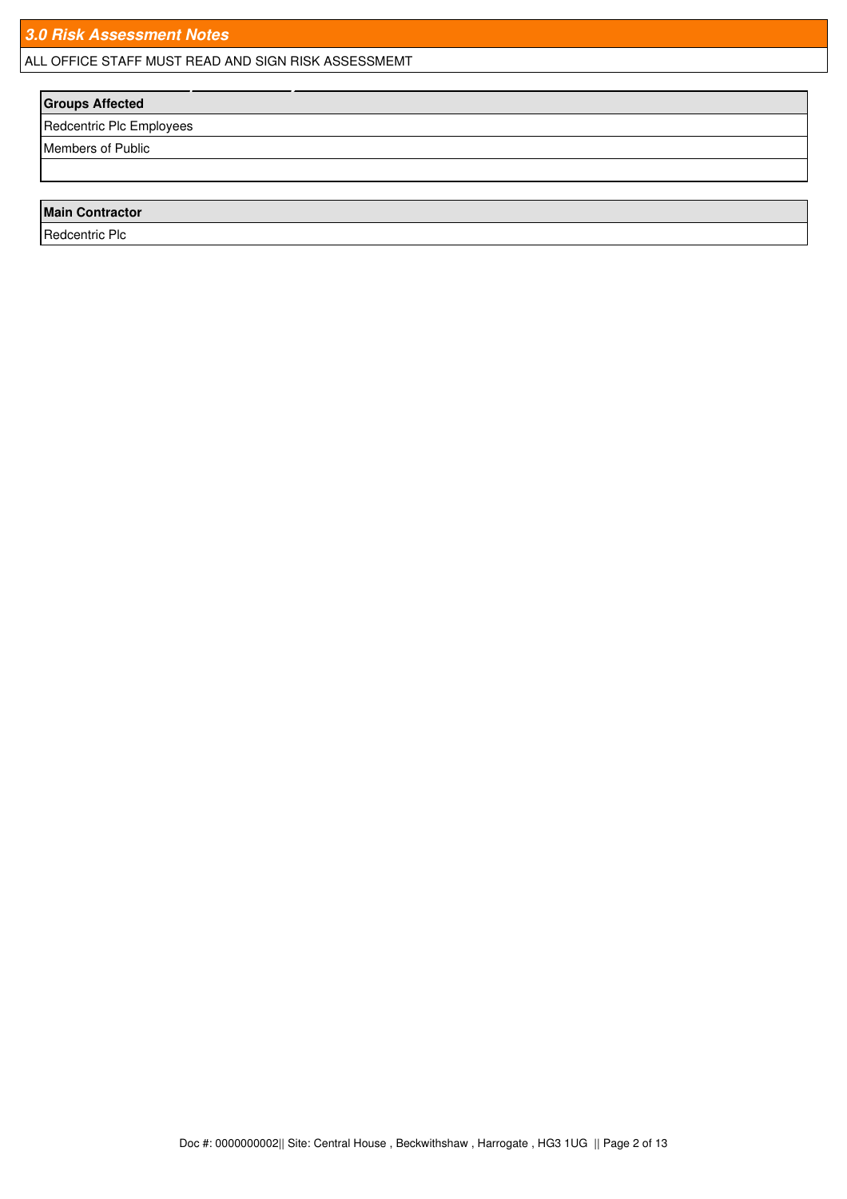## *3.0 Risk Assessment Notes*

ALL OFFICE STAFF MUST READ AND SIGN RISK ASSESSMEMT

| **Groups Affected** |
| --- |
| Redcentric Plc Employees |
| Members of Public |
| |

| **Main Contractor** |
| --- |
| Redcentric Plc |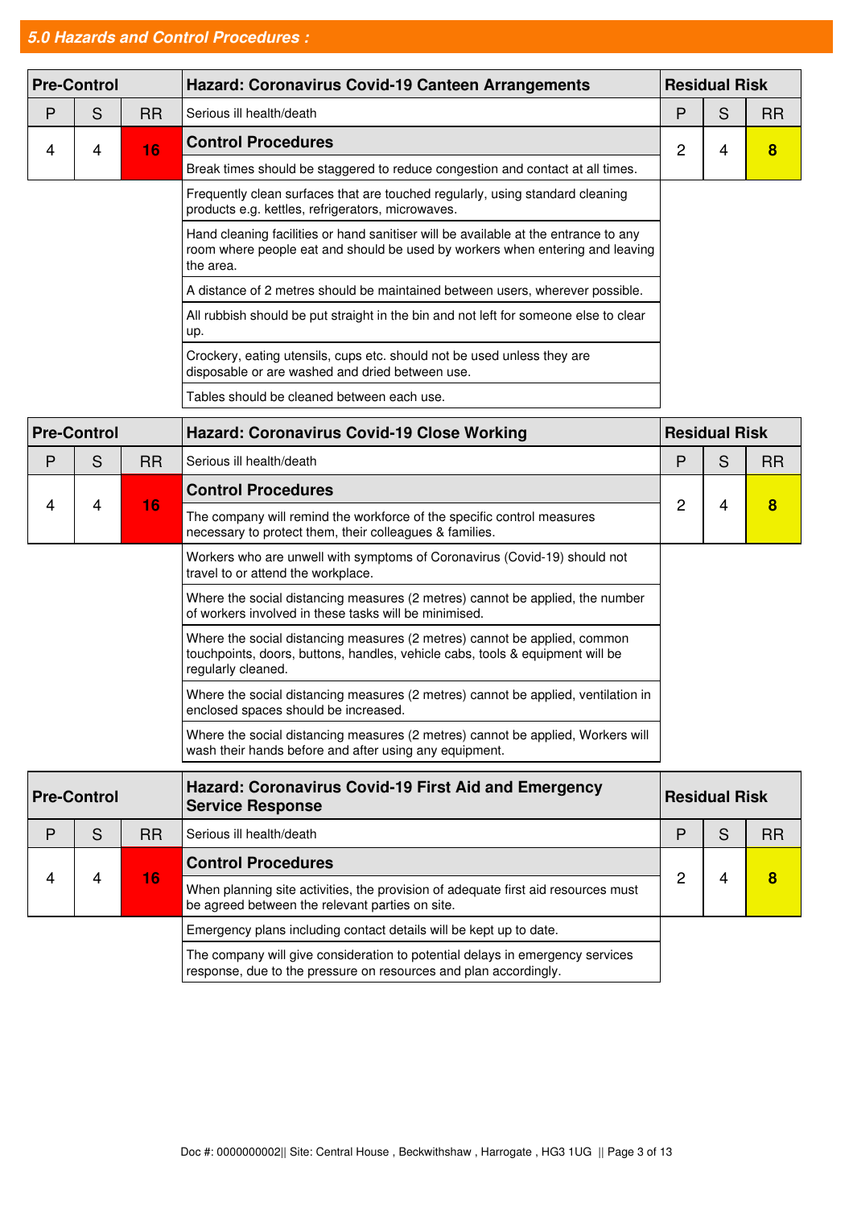## *5.0 Hazards and Control Procedures :*

| Pre-Control | | | Hazard: Coronavirus Covid-19 Canteen Arrangements | Residual Risk | | |
|---|---|---|---|---|---|---|
| P | S | RR | Serious ill health/death | P | S | RR |
| 4 | 4 | **16** | **Control Procedures** | 2 | 4 | **8** |
| | | | Break times should be staggered to reduce congestion and contact at all times. | | | |
| | | | Frequently clean surfaces that are touched regularly, using standard cleaning products e.g. kettles, refrigerators, microwaves. | | | |
| | | | Hand cleaning facilities or hand sanitiser will be available at the entrance to any room where people eat and should be used by workers when entering and leaving the area. | | | |
| | | | A distance of 2 metres should be maintained between users, wherever possible. | | | |
| | | | All rubbish should be put straight in the bin and not left for someone else to clear up. | | | |
| | | | Crockery, eating utensils, cups etc. should not be used unless they are disposable or are washed and dried between use. | | | |
| | | | Tables should be cleaned between each use. | | | |

| Pre-Control | | | Hazard: Coronavirus Covid-19 Close Working | Residual Risk | | |
|---|---|---|---|---|---|---|
| P | S | RR | Serious ill health/death | P | S | RR |
| 4 | 4 | **16** | **Control Procedures** | 2 | 4 | **8** |
| | | | The company will remind the workforce of the specific control measures necessary to protect them, their colleagues & families. | | | |
| | | | Workers who are unwell with symptoms of Coronavirus (Covid-19) should not travel to or attend the workplace. | | | |
| | | | Where the social distancing measures (2 metres) cannot be applied, the number of workers involved in these tasks will be minimised. | | | |
| | | | Where the social distancing measures (2 metres) cannot be applied, common touchpoints, doors, buttons, handles, vehicle cabs, tools & equipment will be regularly cleaned. | | | |
| | | | Where the social distancing measures (2 metres) cannot be applied, ventilation in enclosed spaces should be increased. | | | |
| | | | Where the social distancing measures (2 metres) cannot be applied, Workers will wash their hands before and after using any equipment. | | | |

| Pre-Control | | | Hazard: Coronavirus Covid-19 First Aid and Emergency Service Response | Residual Risk | | |
|---|---|---|---|---|---|---|
| P | S | RR | Serious ill health/death | P | S | RR |
| 4 | 4 | **16** | **Control Procedures** | 2 | 4 | **8** |
| | | | When planning site activities, the provision of adequate first aid resources must be agreed between the relevant parties on site. | | | |
| | | | Emergency plans including contact details will be kept up to date. | | | |
| | | | The company will give consideration to potential delays in emergency services response, due to the pressure on resources and plan accordingly. | | | |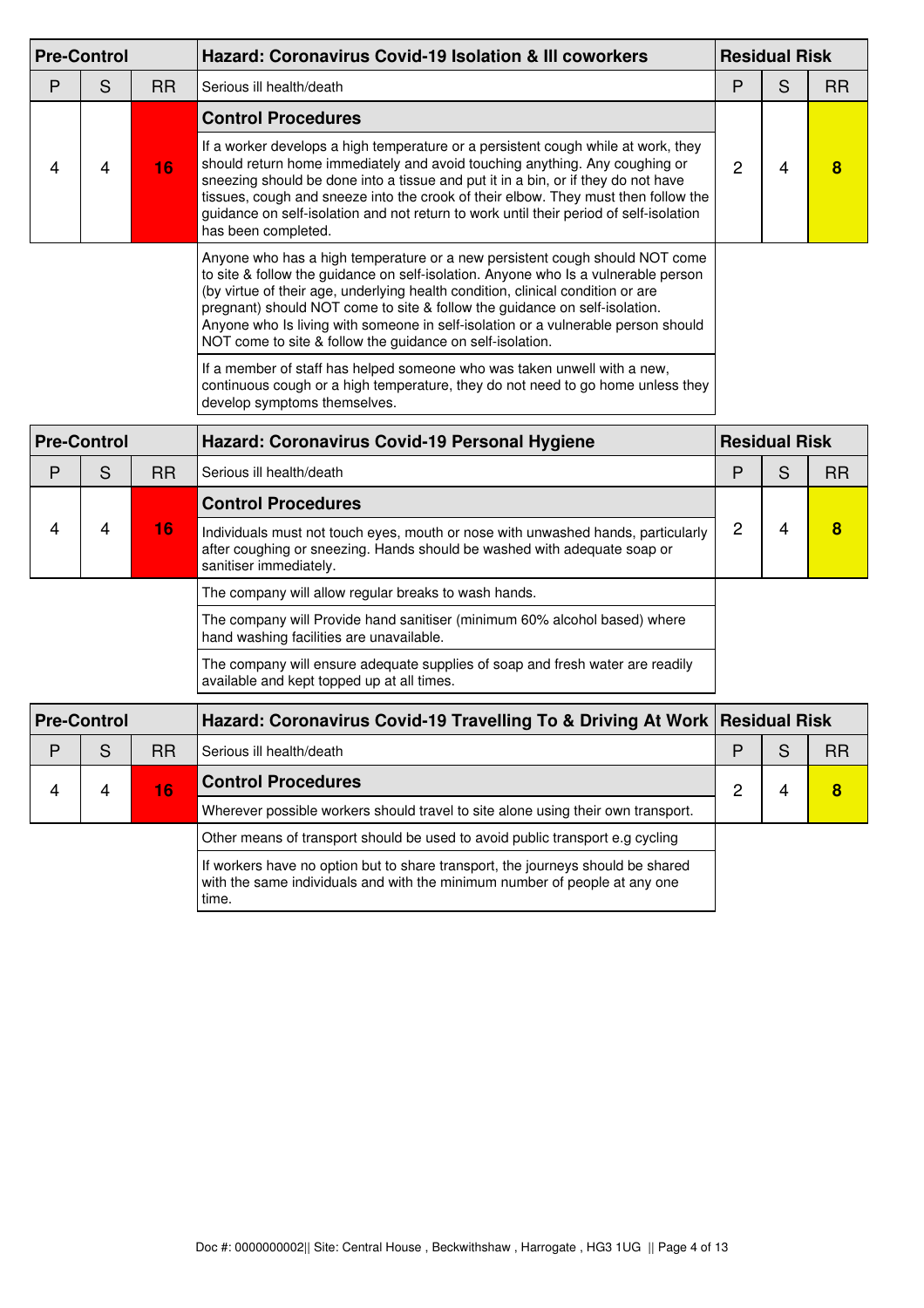| Pre-Control | | | Hazard: Coronavirus Covid-19 Isolation & Ill coworkers | Residual Risk | | |
|---|---|---|---|---|---|---|
| P | S | RR | Serious ill health/death | P | S | RR |
| 4 | 4 | **16** | **Control Procedures** | 2 | 4 | **8** |
| | | | If a worker develops a high temperature or a persistent cough while at work, they should return home immediately and avoid touching anything. Any coughing or sneezing should be done into a tissue and put it in a bin, or if they do not have tissues, cough and sneeze into the crook of their elbow. They must then follow the guidance on self-isolation and not return to work until their period of self-isolation has been completed. | | | |
| | | | Anyone who has a high temperature or a new persistent cough should NOT come to site & follow the guidance on self-isolation. Anyone who Is a vulnerable person (by virtue of their age, underlying health condition, clinical condition or are pregnant) should NOT come to site & follow the guidance on self-isolation. Anyone who Is living with someone in self-isolation or a vulnerable person should NOT come to site & follow the guidance on self-isolation. | | | |
| | | | If a member of staff has helped someone who was taken unwell with a new, continuous cough or a high temperature, they do not need to go home unless they develop symptoms themselves. | | | |

| Pre-Control | | | Hazard: Coronavirus Covid-19 Personal Hygiene | Residual Risk | | |
|---|---|---|---|---|---|---|
| P | S | RR | Serious ill health/death | P | S | RR |
| 4 | 4 | **16** | **Control Procedures** | 2 | 4 | **8** |
| | | | Individuals must not touch eyes, mouth or nose with unwashed hands, particularly after coughing or sneezing. Hands should be washed with adequate soap or sanitiser immediately. | | | |
| | | | The company will allow regular breaks to wash hands. | | | |
| | | | The company will Provide hand sanitiser (minimum 60% alcohol based) where hand washing facilities are unavailable. | | | |
| | | | The company will ensure adequate supplies of soap and fresh water are readily available and kept topped up at all times. | | | |

| Pre-Control | | | Hazard: Coronavirus Covid-19 Travelling To & Driving At Work | Residual Risk | | |
|---|---|---|---|---|---|---|
| P | S | RR | Serious ill health/death | P | S | RR |
| 4 | 4 | **16** | **Control Procedures** | 2 | 4 | **8** |
| | | | Wherever possible workers should travel to site alone using their own transport. | | | |
| | | | Other means of transport should be used to avoid public transport e.g cycling | | | |
| | | | If workers have no option but to share transport, the journeys should be shared with the same individuals and with the minimum number of people at any one time. | | | |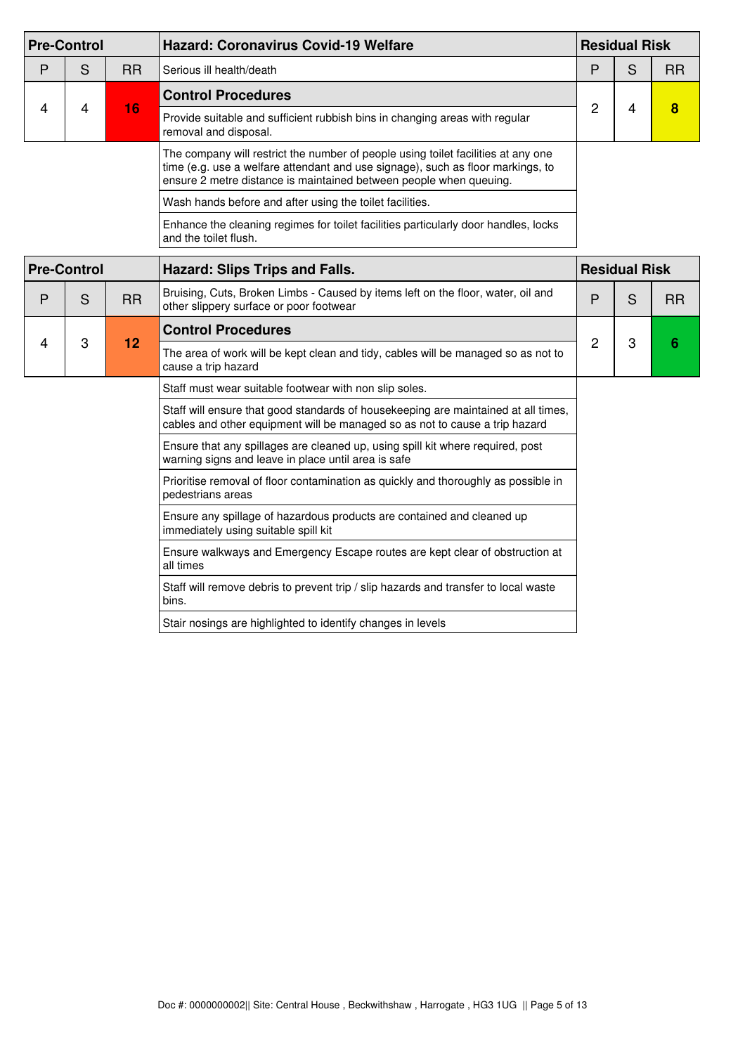| Pre-Control | | | Hazard: Coronavirus Covid-19 Welfare | Residual Risk | | |
|---|---|---|---|---|---|---|
| P | S | RR | Serious ill health/death | P | S | RR |
| 4 | 4 | **16** | **Control Procedures** | 2 | 4 | **8** |
| | | | Provide suitable and sufficient rubbish bins in changing areas with regular removal and disposal. | | | |
| | | | The company will restrict the number of people using toilet facilities at any one time (e.g. use a welfare attendant and use signage), such as floor markings, to ensure 2 metre distance is maintained between people when queuing. | | | |
| | | | Wash hands before and after using the toilet facilities. | | | |
| | | | Enhance the cleaning regimes for toilet facilities particularly door handles, locks and the toilet flush. | | | |

| Pre-Control | | | Hazard: Slips Trips and Falls. | Residual Risk | | |
|---|---|---|---|---|---|---|
| P | S | RR | Bruising, Cuts, Broken Limbs - Caused by items left on the floor, water, oil and other slippery surface or poor footwear | P | S | RR |
| 4 | 3 | **12** | **Control Procedures** | 2 | 3 | **6** |
| | | | The area of work will be kept clean and tidy, cables will be managed so as not to cause a trip hazard | | | |
| | | | Staff must wear suitable footwear with non slip soles. | | | |
| | | | Staff will ensure that good standards of housekeeping are maintained at all times, cables and other equipment will be managed so as not to cause a trip hazard | | | |
| | | | Ensure that any spillages are cleaned up, using spill kit where required, post warning signs and leave in place until area is safe | | | |
| | | | Prioritise removal of floor contamination as quickly and thoroughly as possible in pedestrians areas | | | |
| | | | Ensure any spillage of hazardous products are contained and cleaned up immediately using suitable spill kit | | | |
| | | | Ensure walkways and Emergency Escape routes are kept clear of obstruction at all times | | | |
| | | | Staff will remove debris to prevent trip / slip hazards and transfer to local waste bins. | | | |
| | | | Stair nosings are highlighted to identify changes in levels | | | |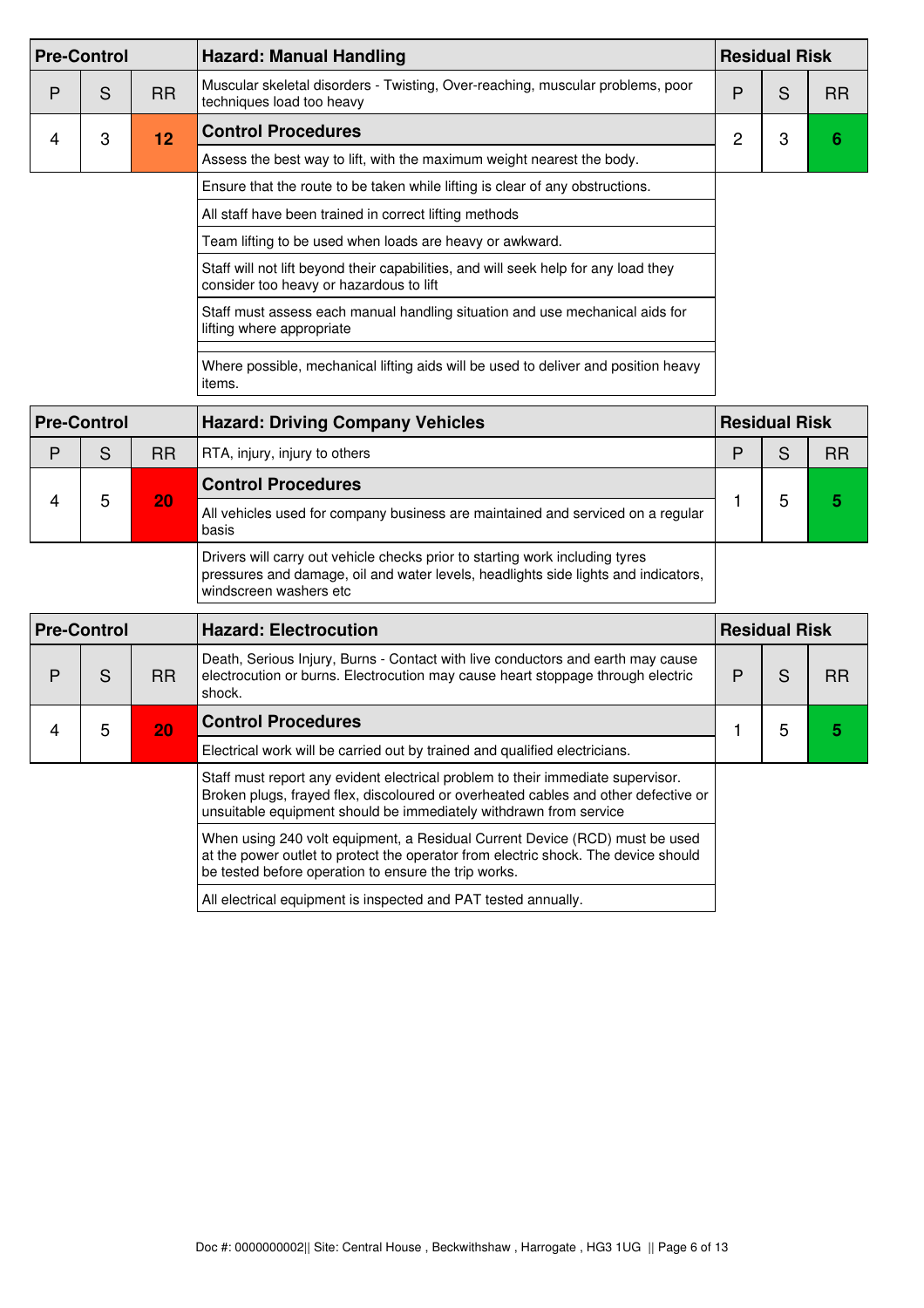| Pre-Control | | | Hazard: Manual Handling | Residual Risk | | |
|---|---|---|---|---|---|---|
| P | S | RR | Muscular skeletal disorders - Twisting, Over-reaching, muscular problems, poor techniques load too heavy | P | S | RR |
| 4 | 3 | 12 | **Control Procedures** | 2 | 3 | 6 |
| | | | Assess the best way to lift, with the maximum weight nearest the body. | | | |
| | | | Ensure that the route to be taken while lifting is clear of any obstructions. | | | |
| | | | All staff have been trained in correct lifting methods | | | |
| | | | Team lifting to be used when loads are heavy or awkward. | | | |
| | | | Staff will not lift beyond their capabilities, and will seek help for any load they consider too heavy or hazardous to lift | | | |
| | | | Staff must assess each manual handling situation and use mechanical aids for lifting where appropriate | | | |
| | | | | | | |
| | | | Where possible, mechanical lifting aids will be used to deliver and position heavy items. | | | |

| Pre-Control | | | Hazard: Driving Company Vehicles | Residual Risk | | |
|---|---|---|---|---|---|---|
| P | S | RR | RTA, injury, injury to others | P | S | RR |
| 4 | 5 | 20 | **Control Procedures** | 1 | 5 | 5 |
| | | | All vehicles used for company business are maintained and serviced on a regular basis | | | |
| | | | Drivers will carry out vehicle checks prior to starting work including tyres pressures and damage, oil and water levels, headlights side lights and indicators, windscreen washers etc | | | |

| Pre-Control | | | Hazard: Electrocution | Residual Risk | | |
|---|---|---|---|---|---|---|
| P | S | RR | Death, Serious Injury, Burns - Contact with live conductors and earth may cause electrocution or burns. Electrocution may cause heart stoppage through electric shock. | P | S | RR |
| 4 | 5 | 20 | **Control Procedures** | 1 | 5 | 5 |
| | | | Electrical work will be carried out by trained and qualified electricians. | | | |
| | | | Staff must report any evident electrical problem to their immediate supervisor. Broken plugs, frayed flex, discoloured or overheated cables and other defective or unsuitable equipment should be immediately withdrawn from service | | | |
| | | | When using 240 volt equipment, a Residual Current Device (RCD) must be used at the power outlet to protect the operator from electric shock. The device should be tested before operation to ensure the trip works. | | | |
| | | | All electrical equipment is inspected and PAT tested annually. | | | |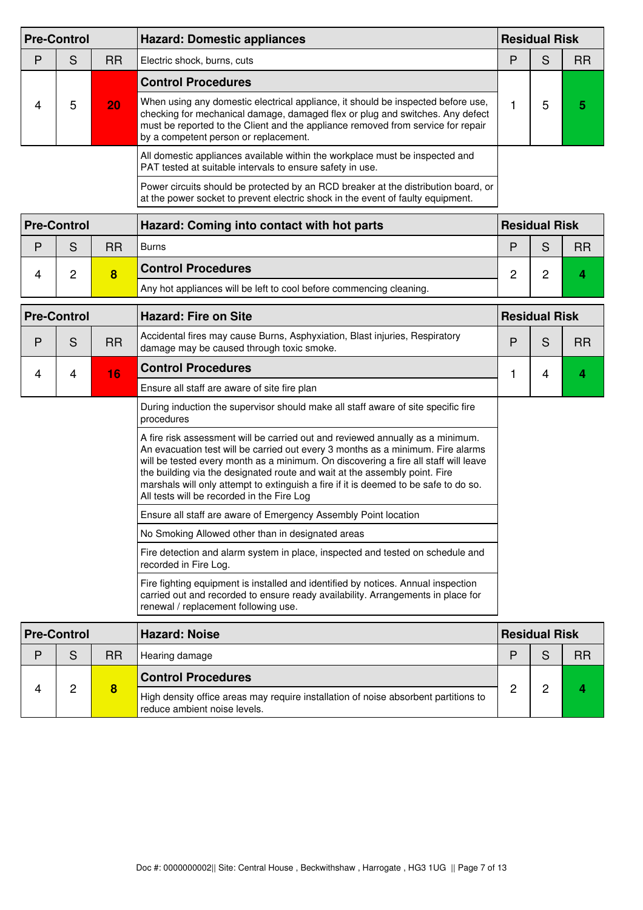| Pre-Control | | | Hazard: Domestic appliances | Residual Risk | | |
|---|---|---|---|---|---|---|
| P | S | RR | Electric shock, burns, cuts | P | S | RR |
| 4 | 5 | **20** | **Control Procedures** | 1 | 5 | **5** |
| | | | When using any domestic electrical appliance, it should be inspected before use, checking for mechanical damage, damaged flex or plug and switches. Any defect must be reported to the Client and the appliance removed from service for repair by a competent person or replacement. | | | |
| | | | All domestic appliances available within the workplace must be inspected and PAT tested at suitable intervals to ensure safety in use. | | | |
| | | | Power circuits should be protected by an RCD breaker at the distribution board, or at the power socket to prevent electric shock in the event of faulty equipment. | | | |

| Pre-Control | | | Hazard: Coming into contact with hot parts | Residual Risk | | |
|---|---|---|---|---|---|---|
| P | S | RR | Burns | P | S | RR |
| 4 | 2 | **8** | **Control Procedures** | 2 | 2 | **4** |
| | | | Any hot appliances will be left to cool before commencing cleaning. | | | |

| Pre-Control | | | Hazard: Fire on Site | Residual Risk | | |
|---|---|---|---|---|---|---|
| P | S | RR | Accidental fires may cause Burns, Asphyxiation, Blast injuries, Respiratory damage may be caused through toxic smoke. | P | S | RR |
| 4 | 4 | **16** | **Control Procedures** | 1 | 4 | **4** |
| | | | Ensure all staff are aware of site fire plan | | | |
| | | | During induction the supervisor should make all staff aware of site specific fire procedures | | | |
| | | | A fire risk assessment will be carried out and reviewed annually as a minimum. An evacuation test will be carried out every 3 months as a minimum. Fire alarms will be tested every month as a minimum. On discovering a fire all staff will leave the building via the designated route and wait at the assembly point. Fire marshals will only attempt to extinguish a fire if it is deemed to be safe to do so. All tests will be recorded in the Fire Log | | | |
| | | | Ensure all staff are aware of Emergency Assembly Point location | | | |
| | | | No Smoking Allowed other than in designated areas | | | |
| | | | Fire detection and alarm system in place, inspected and tested on schedule and recorded in Fire Log. | | | |
| | | | Fire fighting equipment is installed and identified by notices. Annual inspection carried out and recorded to ensure ready availability. Arrangements in place for renewal / replacement following use. | | | |

| Pre-Control | | | Hazard: Noise | Residual Risk | | |
|---|---|---|---|---|---|---|
| P | S | RR | Hearing damage | P | S | RR |
| 4 | 2 | **8** | **Control Procedures** | 2 | 2 | **4** |
| | | | High density office areas may require installation of noise absorbent partitions to reduce ambient noise levels. | | | |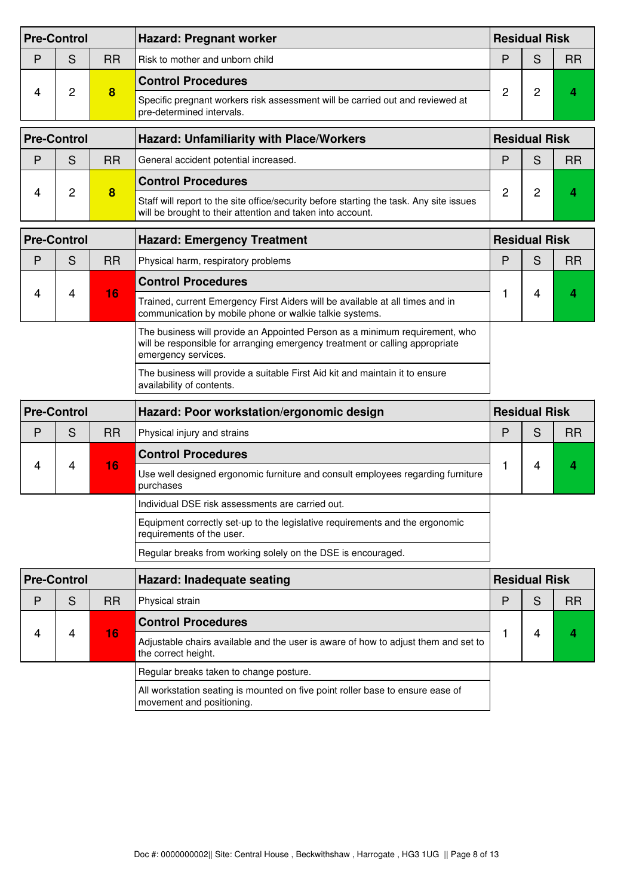| Pre-Control | | | Hazard: Pregnant worker | Residual Risk | | |
|---|---|---|---|---|---|---|
| P | S | RR | Risk to mother and unborn child | P | S | RR |
| 4 | 2 | 8 | **Control Procedures** | 2 | 2 | 4 |
| | | | Specific pregnant workers risk assessment will be carried out and reviewed at pre-determined intervals. | | | |

| Pre-Control | | | Hazard: Unfamiliarity with Place/Workers | Residual Risk | | |
|---|---|---|---|---|---|---|
| P | S | RR | General accident potential increased. | P | S | RR |
| 4 | 2 | 8 | **Control Procedures** | 2 | 2 | 4 |
| | | | Staff will report to the site office/security before starting the task. Any site issues will be brought to their attention and taken into account. | | | |

| Pre-Control | | | Hazard: Emergency Treatment | Residual Risk | | |
|---|---|---|---|---|---|---|
| P | S | RR | Physical harm, respiratory problems | P | S | RR |
| 4 | 4 | 16 | **Control Procedures** | 1 | 4 | 4 |
| | | | Trained, current Emergency First Aiders will be available at all times and in communication by mobile phone or walkie talkie systems. | | | |
| | | | The business will provide an Appointed Person as a minimum requirement, who will be responsible for arranging emergency treatment or calling appropriate emergency services. | | | |
| | | | The business will provide a suitable First Aid kit and maintain it to ensure availability of contents. | | | |

| Pre-Control | | | Hazard: Poor workstation/ergonomic design | Residual Risk | | |
|---|---|---|---|---|---|---|
| P | S | RR | Physical injury and strains | P | S | RR |
| 4 | 4 | 16 | **Control Procedures** | 1 | 4 | 4 |
| | | | Use well designed ergonomic furniture and consult employees regarding furniture purchases | | | |
| | | | Individual DSE risk assessments are carried out. | | | |
| | | | Equipment correctly set-up to the legislative requirements and the ergonomic requirements of the user. | | | |
| | | | Regular breaks from working solely on the DSE is encouraged. | | | |

| Pre-Control | | | Hazard: Inadequate seating | Residual Risk | | |
|---|---|---|---|---|---|---|
| P | S | RR | Physical strain | P | S | RR |
| 4 | 4 | 16 | **Control Procedures** | 1 | 4 | 4 |
| | | | Adjustable chairs available and the user is aware of how to adjust them and set to the correct height. | | | |
| | | | Regular breaks taken to change posture. | | | |
| | | | All workstation seating is mounted on five point roller base to ensure ease of movement and positioning. | | | |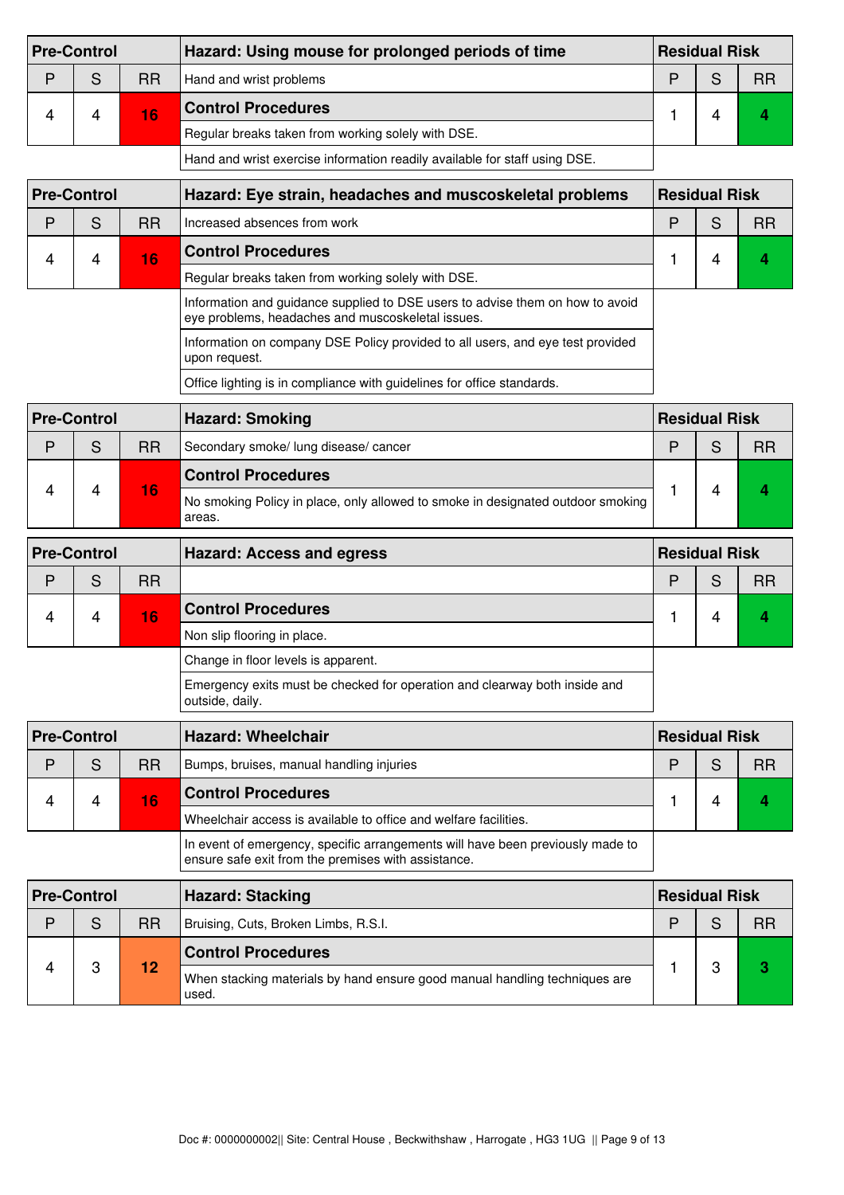| Pre-Control | | | Hazard: Using mouse for prolonged periods of time | Residual Risk | | |
|---|---|---|---|---|---|---|
| P | S | RR | Hand and wrist problems | P | S | RR |
| 4 | 4 | 16 | **Control Procedures** | 1 | 4 | 4 |
| | | | Regular breaks taken from working solely with DSE. | | | |
| | | | Hand and wrist exercise information readily available for staff using DSE. | | | |

| Pre-Control | | | Hazard: Eye strain, headaches and muscoskeletal problems | Residual Risk | | |
|---|---|---|---|---|---|---|
| P | S | RR | Increased absences from work | P | S | RR |
| 4 | 4 | 16 | **Control Procedures** | 1 | 4 | 4 |
| | | | Regular breaks taken from working solely with DSE. | | | |
| | | | Information and guidance supplied to DSE users to advise them on how to avoid eye problems, headaches and muscoskeletal issues. | | | |
| | | | Information on company DSE Policy provided to all users, and eye test provided upon request. | | | |
| | | | Office lighting is in compliance with guidelines for office standards. | | | |

| Pre-Control | | | Hazard: Smoking | Residual Risk | | |
|---|---|---|---|---|---|---|
| P | S | RR | Secondary smoke/ lung disease/ cancer | P | S | RR |
| 4 | 4 | 16 | **Control Procedures** | 1 | 4 | 4 |
| | | | No smoking Policy in place, only allowed to smoke in designated outdoor smoking areas. | | | |

| Pre-Control | | | Hazard: Access and egress | Residual Risk | | |
|---|---|---|---|---|---|---|
| P | S | RR | | P | S | RR |
| 4 | 4 | 16 | **Control Procedures** | 1 | 4 | 4 |
| | | | Non slip flooring in place. | | | |
| | | | Change in floor levels is apparent. | | | |
| | | | Emergency exits must be checked for operation and clearway both inside and outside, daily. | | | |

| Pre-Control | | | Hazard: Wheelchair | Residual Risk | | |
|---|---|---|---|---|---|---|
| P | S | RR | Bumps, bruises, manual handling injuries | P | S | RR |
| 4 | 4 | 16 | **Control Procedures** | 1 | 4 | 4 |
| | | | Wheelchair access is available to office and welfare facilities. | | | |
| | | | In event of emergency, specific arrangements will have been previously made to ensure safe exit from the premises with assistance. | | | |

| Pre-Control | | | Hazard: Stacking | Residual Risk | | |
|---|---|---|---|---|---|---|
| P | S | RR | Bruising, Cuts, Broken Limbs, R.S.I. | P | S | RR |
| 4 | 3 | 12 | **Control Procedures** | 1 | 3 | 3 |
| | | | When stacking materials by hand ensure good manual handling techniques are used. | | | |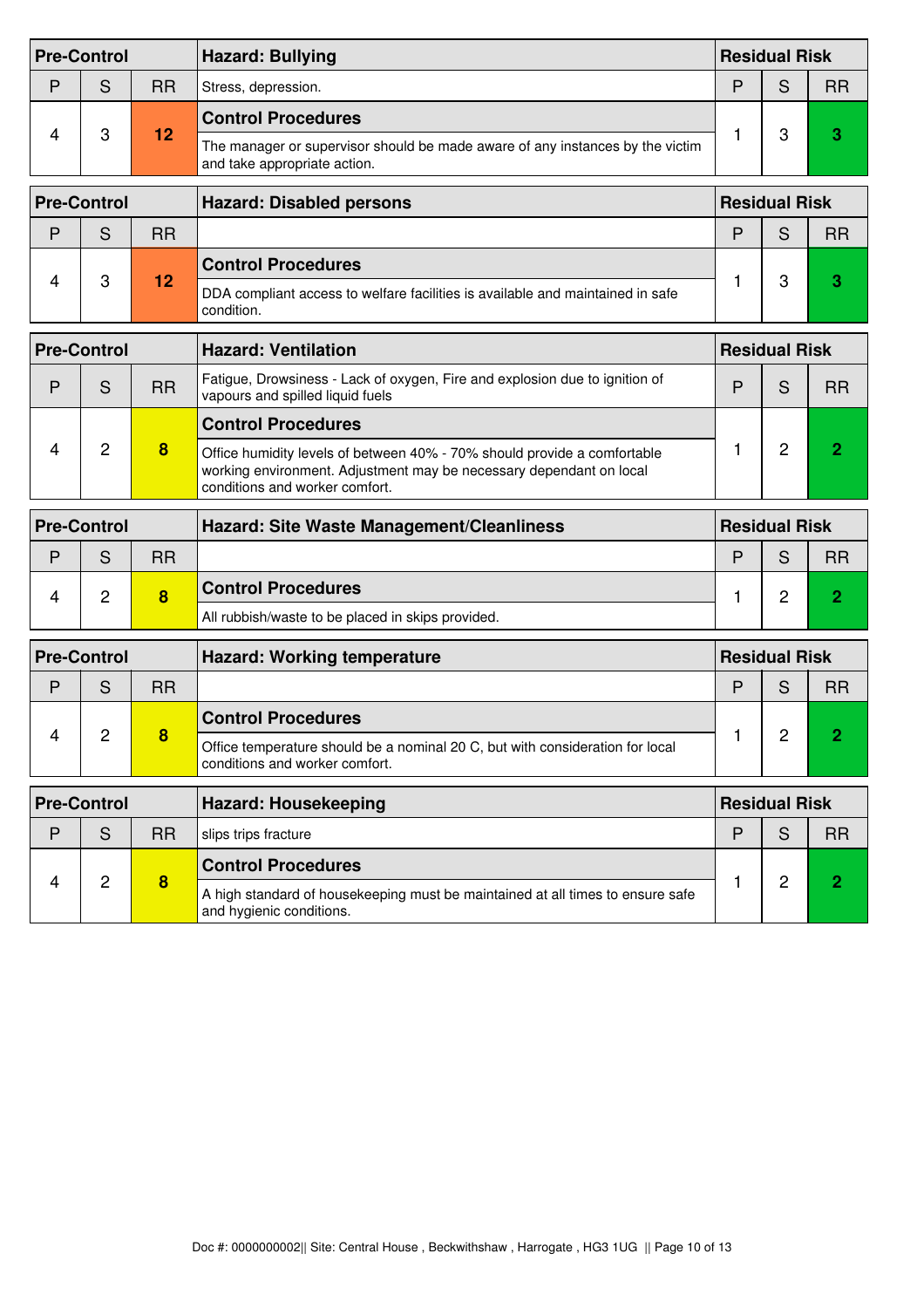| Pre-Control | | | Hazard: Bullying | Residual Risk | | |
|---|---|---|---|---|---|---|
| P | S | RR | Stress, depression. | P | S | RR |
| 4 | 3 | **12** | **Control Procedures**<br>The manager or supervisor should be made aware of any instances by the victim and take appropriate action. | 1 | 3 | **3** |

| Pre-Control | | | Hazard: Disabled persons | Residual Risk | | |
|---|---|---|---|---|---|---|
| P | S | RR | | P | S | RR |
| 4 | 3 | **12** | **Control Procedures**<br>DDA compliant access to welfare facilities is available and maintained in safe condition. | 1 | 3 | **3** |

| Pre-Control | | | Hazard: Ventilation | Residual Risk | | |
|---|---|---|---|---|---|---|
| P | S | RR | Fatigue, Drowsiness - Lack of oxygen, Fire and explosion due to ignition of vapours and spilled liquid fuels | P | S | RR |
| 4 | 2 | **8** | **Control Procedures**<br>Office humidity levels of between 40% - 70% should provide a comfortable working environment. Adjustment may be necessary dependant on local conditions and worker comfort. | 1 | 2 | **2** |

| Pre-Control | | | Hazard: Site Waste Management/Cleanliness | Residual Risk | | |
|---|---|---|---|---|---|---|
| P | S | RR | | P | S | RR |
| 4 | 2 | **8** | **Control Procedures**<br>All rubbish/waste to be placed in skips provided. | 1 | 2 | **2** |

| Pre-Control | | | Hazard: Working temperature | Residual Risk | | |
|---|---|---|---|---|---|---|
| P | S | RR | | P | S | RR |
| 4 | 2 | **8** | **Control Procedures**<br>Office temperature should be a nominal 20 C, but with consideration for local conditions and worker comfort. | 1 | 2 | **2** |

| Pre-Control | | | Hazard: Housekeeping | Residual Risk | | |
|---|---|---|---|---|---|---|
| P | S | RR | slips trips fracture | P | S | RR |
| 4 | 2 | **8** | **Control Procedures**<br>A high standard of housekeeping must be maintained at all times to ensure safe and hygienic conditions. | 1 | 2 | **2** |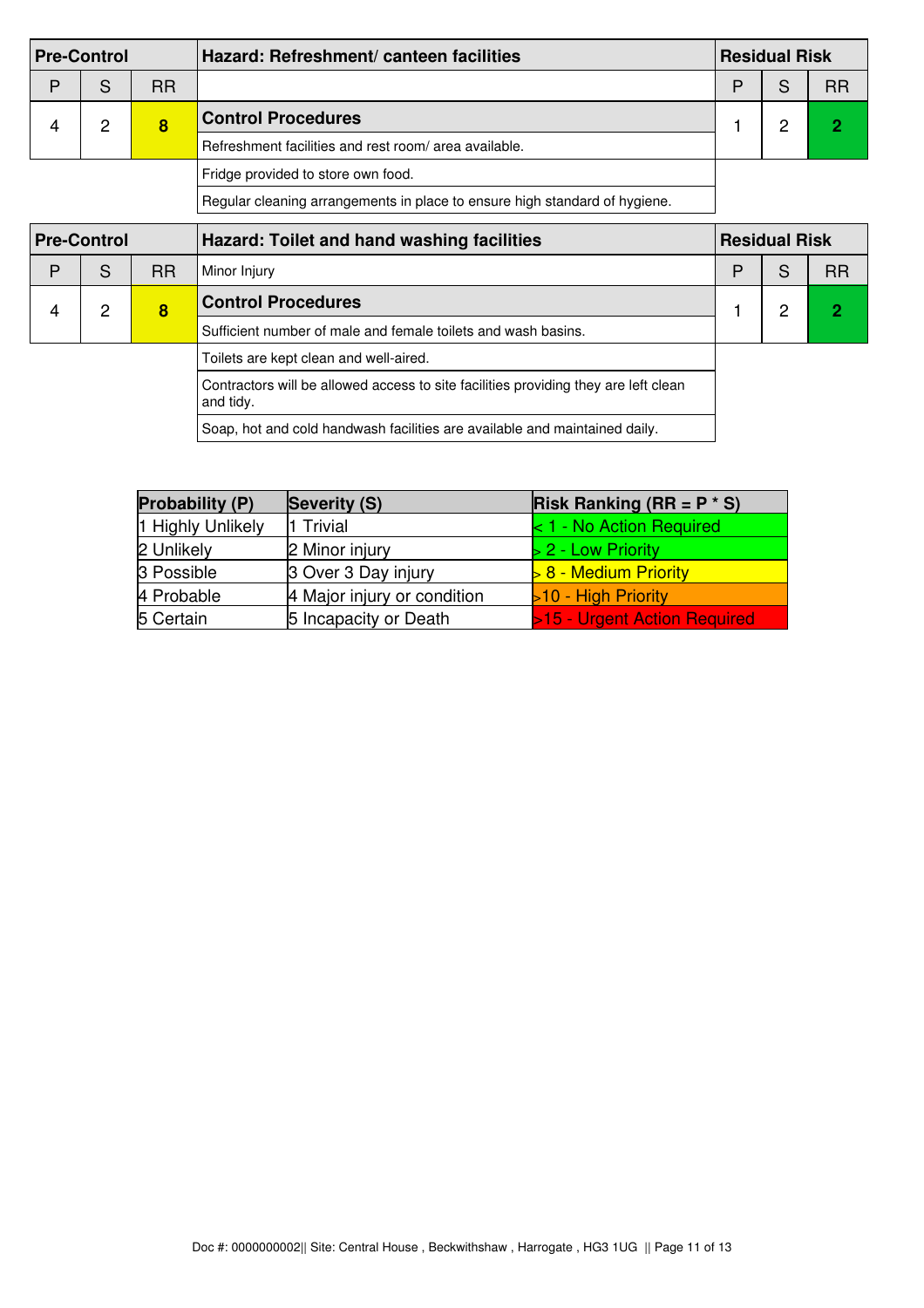| Pre-Control | | | Hazard: Refreshment/ canteen facilities | Residual Risk | | |
|---|---|---|---|---|---|---|
| P | S | RR | | P | S | RR |
| 4 | 2 | 8 | **Control Procedures** | 1 | 2 | 2 |
| | | | Refreshment facilities and rest room/ area available. | | | |
| | | | Fridge provided to store own food. | | | |
| | | | Regular cleaning arrangements in place to ensure high standard of hygiene. | | | |

| Pre-Control | | | Hazard: Toilet and hand washing facilities | Residual Risk | | |
|---|---|---|---|---|---|---|
| P | S | RR | Minor Injury | P | S | RR |
| 4 | 2 | 8 | **Control Procedures** | 1 | 2 | 2 |
| | | | Sufficient number of male and female toilets and wash basins. | | | |
| | | | Toilets are kept clean and well-aired. | | | |
| | | | Contractors will be allowed access to site facilities providing they are left clean and tidy. | | | |
| | | | Soap, hot and cold handwash facilities are available and maintained daily. | | | |

| Probability (P) | Severity (S) | Risk Ranking (RR = P * S) |
|---|---|---|
| 1 Highly Unlikely | 1 Trivial | < 1 - No Action Required |
| 2 Unlikely | 2 Minor injury | > 2 - Low Priority |
| 3 Possible | 3 Over 3 Day injury | > 8 - Medium Priority |
| 4 Probable | 4 Major injury or condition | >10 - High Priority |
| 5 Certain | 5 Incapacity or Death | >15 - Urgent Action Required |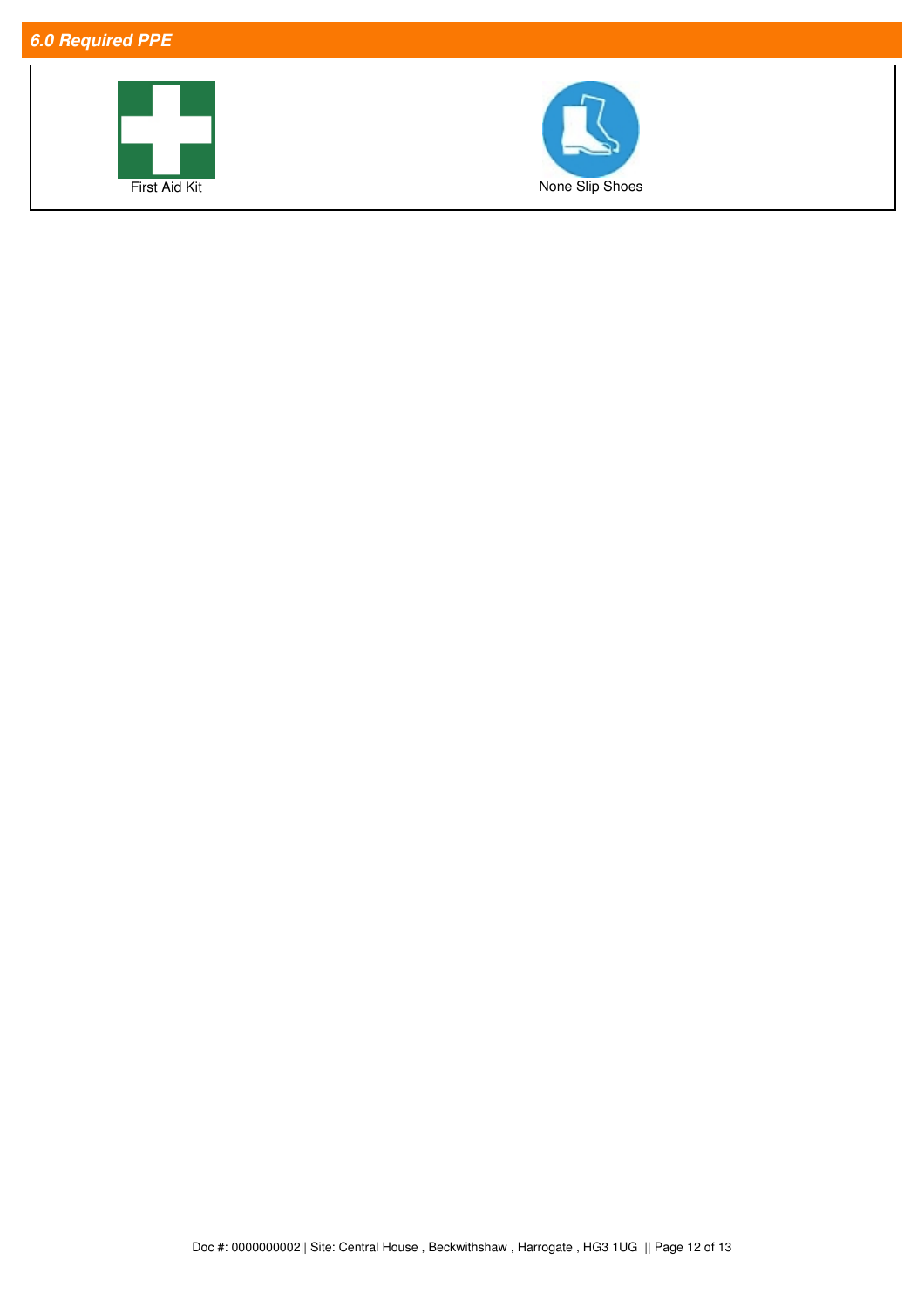## 6.0 Required PPE

| First Aid Kit | None Slip Shoes |
|---|---|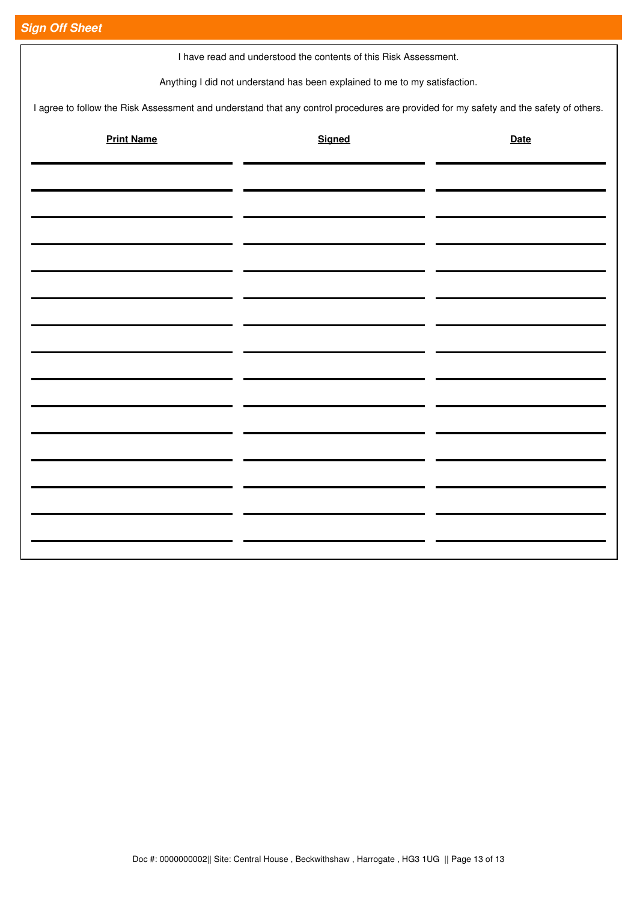## *Sign Off Sheet*

I have read and understood the contents of this Risk Assessment.

Anything I did not understand has been explained to me to my satisfaction.

I agree to follow the Risk Assessment and understand that any control procedures are provided for my safety and the safety of others.

| Print Name | Signed | Date |
| --- | --- | --- |
| | | |
| | | |
| | | |
| | | |
| | | |
| | | |
| | | |
| | | |
| | | |
| | | |
| | | |
| | | |
| | | |
| | | |
| | | |